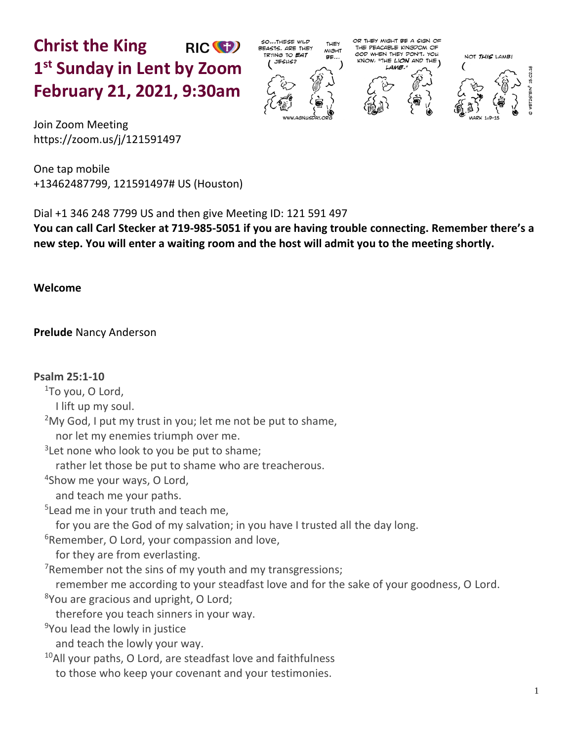# Christ the King 1st Sunday in Lent by Zoom February 21, 2021, 9:30am

RIC

Join Zoom Meeting
https://zoom.us/j/121591497

One tap mobile
+13462487799, 121591497# US (Houston)

Dial +1 346 248 7799 US and then give Meeting ID: 121 591 497

**You can call Carl Stecker at 719-985-5051 if you are having trouble connecting. Remember there's a new step. You will enter a waiting room and the host will admit you to the meeting shortly.**

**Welcome**

**Prelude** Nancy Anderson

**Psalm 25:1-10**

[1]To you, O Lord,
  I lift up my soul.
[2]My God, I put my trust in you; let me not be put to shame,
  nor let my enemies triumph over me.
[3]Let none who look to you be put to shame;
  rather let those be put to shame who are treacherous.
[4]Show me your ways, O Lord,
  and teach me your paths.
[5]Lead me in your truth and teach me,
  for you are the God of my salvation; in you have I trusted all the day long.
[6]Remember, O Lord, your compassion and love,
  for they are from everlasting.
[7]Remember not the sins of my youth and my transgressions;
  remember me according to your steadfast love and for the sake of your goodness, O Lord.
[8]You are gracious and upright, O Lord;
  therefore you teach sinners in your way.
[9]You lead the lowly in justice
  and teach the lowly your way.
[10]All your paths, O Lord, are steadfast love and faithfulness
  to those who keep your covenant and your testimonies.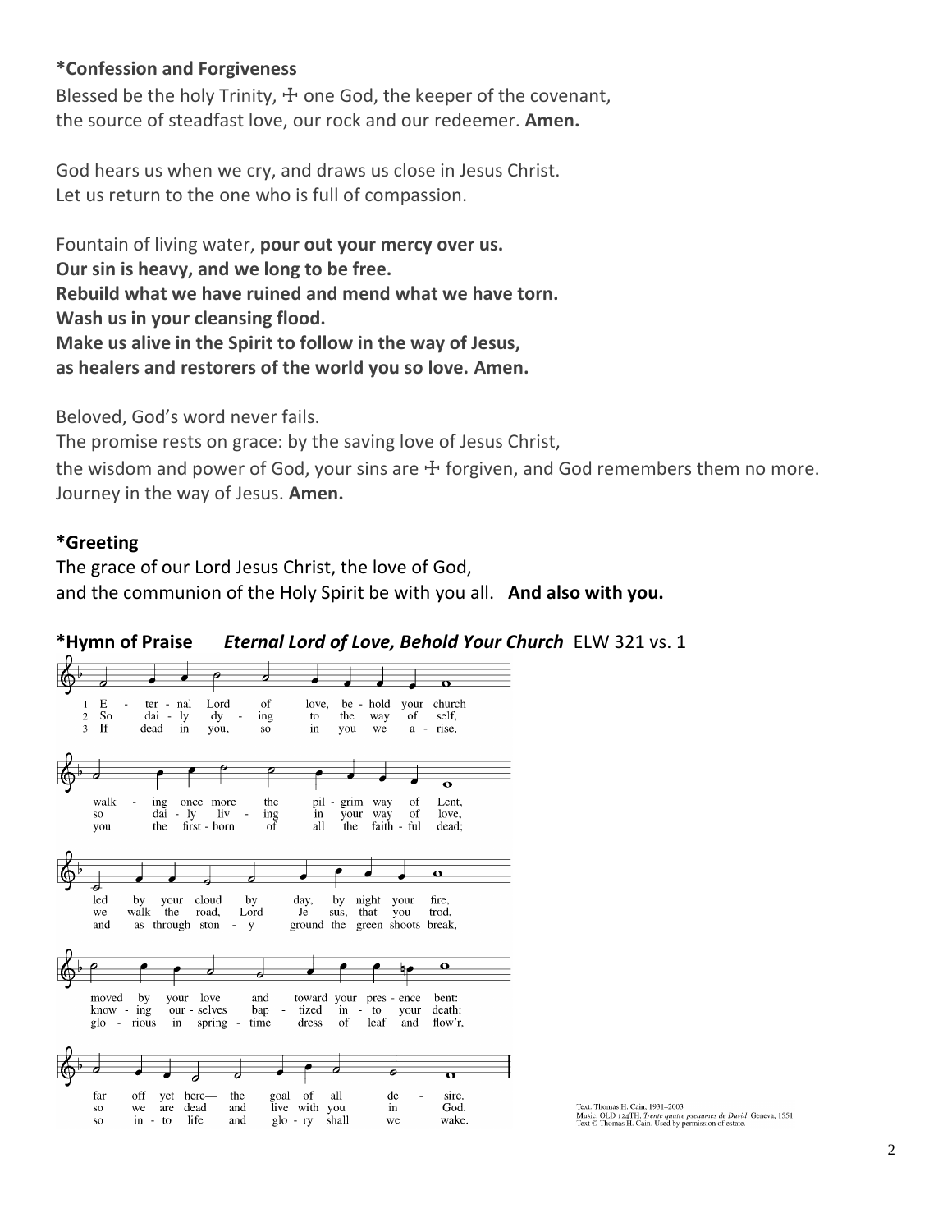**\*Confession and Forgiveness**

Blessed be the holy Trinity, ☩ one God, the keeper of the covenant,
the source of steadfast love, our rock and our redeemer. **Amen.**

God hears us when we cry, and draws us close in Jesus Christ.
Let us return to the one who is full of compassion.

Fountain of living water, **pour out your mercy over us.**
**Our sin is heavy, and we long to be free.**
**Rebuild what we have ruined and mend what we have torn.**
**Wash us in your cleansing flood.**
**Make us alive in the Spirit to follow in the way of Jesus,**
**as healers and restorers of the world you so love. Amen.**

Beloved, God's word never fails.
The promise rests on grace: by the saving love of Jesus Christ,
the wisdom and power of God, your sins are ☩ forgiven, and God remembers them no more.
Journey in the way of Jesus. **Amen.**

**\*Greeting**

The grace of our Lord Jesus Christ, the love of God,
and the communion of the Holy Spirit be with you all. **And also with you.**

**\*Hymn of Praise** ***Eternal Lord of Love, Behold Your Church*** ELW 321 vs. 1

1 Eternal Lord of love, behold your church
walking once more the pilgrim way of Lent,
led by your cloud by day, by night your fire,
moved by your love and toward your presence bent:
far off yet here— the goal of all desire.

2 So daily dying to the way of self,
so daily living in your way of love,
we walk the road, Lord Jesus, that you trod,
knowing ourselves baptized into your death:
so we are dead and live with you in God.

3 If dead in you, so in you we arise,
you the firstborn of all the faithful dead;
and as through stony ground the green shoots break,
glorious in springtime dress of leaf and flow'r,
so into life and glory shall we wake.

Text: Thomas H. Cain, 1931–2003
Music: OLD 124TH, *Trente quatre pseaumes de David*, Geneva, 1551
Text © Thomas H. Cain. Used by permission of estate.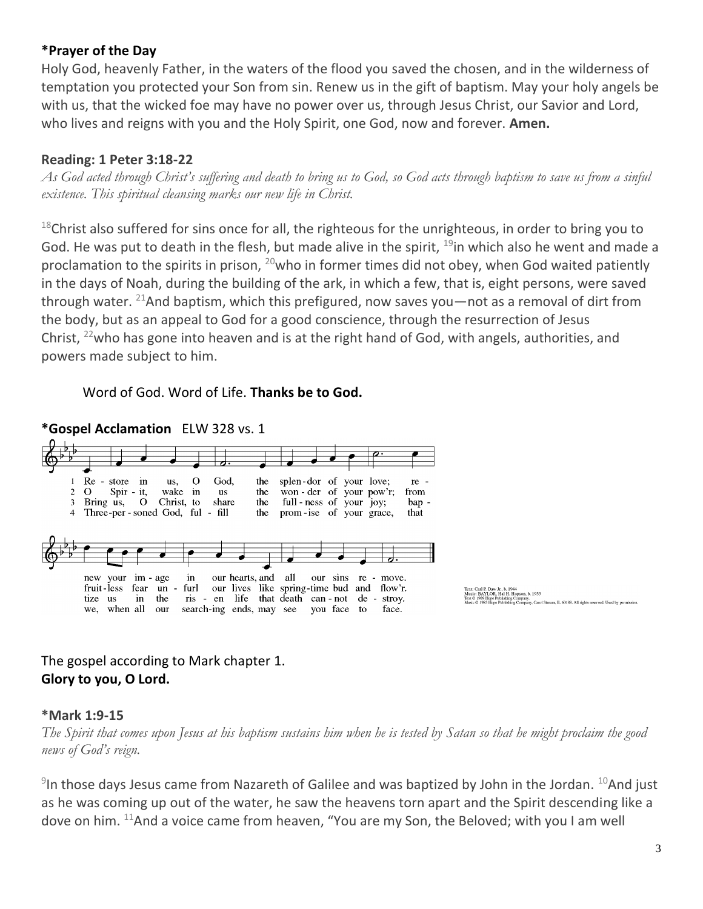**\*Prayer of the Day**

Holy God, heavenly Father, in the waters of the flood you saved the chosen, and in the wilderness of temptation you protected your Son from sin. Renew us in the gift of baptism. May your holy angels be with us, that the wicked foe may have no power over us, through Jesus Christ, our Savior and Lord, who lives and reigns with you and the Holy Spirit, one God, now and forever. **Amen.**

**Reading: 1 Peter 3:18-22**

*As God acted through Christ's suffering and death to bring us to God, so God acts through baptism to save us from a sinful existence. This spiritual cleansing marks our new life in Christ.*

[18]Christ also suffered for sins once for all, the righteous for the unrighteous, in order to bring you to God. He was put to death in the flesh, but made alive in the spirit, [19]in which also he went and made a proclamation to the spirits in prison, [20]who in former times did not obey, when God waited patiently in the days of Noah, during the building of the ark, in which a few, that is, eight persons, were saved through water. [21]And baptism, which this prefigured, now saves you—not as a removal of dirt from the body, but as an appeal to God for a good conscience, through the resurrection of Jesus Christ, [22]who has gone into heaven and is at the right hand of God, with angels, authorities, and powers made subject to him.

Word of God. Word of Life. **Thanks be to God.**

**\*Gospel Acclamation** ELW 328 vs. 1

1 Restore in us, O God, the splendor of your love; renew your image in our hearts, and all our sins remove.
2 O Spirit, wake in us the wonder of your pow'r; from fruitless fear unfurl our lives like springtime bud and flow'r.
3 Bring us, O Christ, to share the fullness of your joy; baptize us in the risen life that death cannot destroy.
4 Three-personed God, fulfill the promise of your grace, that we, when all our searching ends, may see you face to face.

Text: Carl P. Daw Jr., b. 1944
Music: BAYLOR, Hal H. Hopson, b. 1933
Text © 1989 Hope Publishing Company.
Music © 1983 Hope Publishing Company, Carol Stream, IL 60188. All rights reserved. Used by permission.

The gospel according to Mark chapter 1.
**Glory to you, O Lord.**

**\*Mark 1:9-15**

*The Spirit that comes upon Jesus at his baptism sustains him when he is tested by Satan so that he might proclaim the good news of God's reign.*

[9]In those days Jesus came from Nazareth of Galilee and was baptized by John in the Jordan. [10]And just as he was coming up out of the water, he saw the heavens torn apart and the Spirit descending like a dove on him. [11]And a voice came from heaven, "You are my Son, the Beloved; with you I am well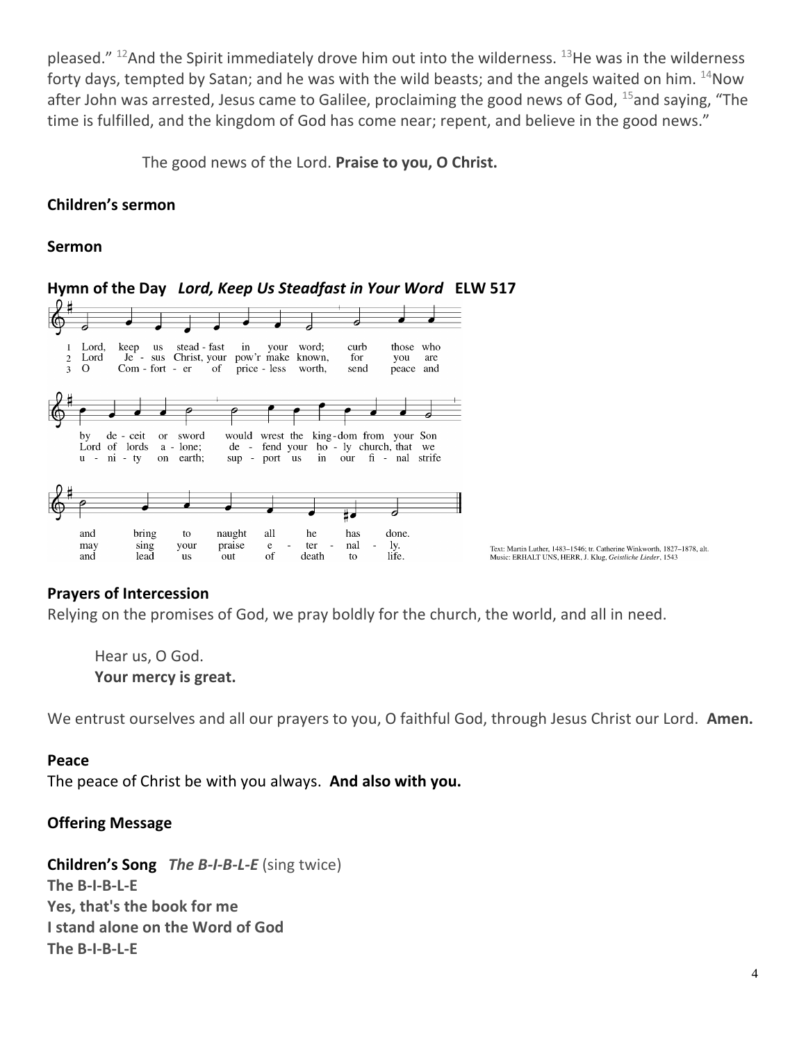pleased." [12]And the Spirit immediately drove him out into the wilderness. [13]He was in the wilderness forty days, tempted by Satan; and he was with the wild beasts; and the angels waited on him. [14]Now after John was arrested, Jesus came to Galilee, proclaiming the good news of God, [15]and saying, "The time is fulfilled, and the kingdom of God has come near; repent, and believe in the good news."

The good news of the Lord. **Praise to you, O Christ.**

**Children's sermon**

**Sermon**

**Hymn of the Day** ***Lord, Keep Us Steadfast in Your Word*** **ELW 517**

1 Lord, keep us steadfast in your word; curb those who by deceit or sword would wrest the kingdom from your Son and bring to naught all he has done.

2 Lord Jesus Christ, your pow'r make known, for you are Lord of lords alone; defend your holy church, that we may sing your praise eternally.

3 O Comforter of priceless worth, send peace and unity on earth; support us in our final strife and lead us out of death to life.

Text: Martin Luther, 1483–1546; tr. Catherine Winkworth, 1827–1878, alt.
Music: ERHALT UNS, HERR, J. Klug, *Geistliche Lieder*, 1543

**Prayers of Intercession**

Relying on the promises of God, we pray boldly for the church, the world, and all in need.

Hear us, O God.
**Your mercy is great.**

We entrust ourselves and all our prayers to you, O faithful God, through Jesus Christ our Lord. **Amen.**

**Peace**

The peace of Christ be with you always. **And also with you.**

**Offering Message**

**Children's Song** ***The B-I-B-L-E*** (sing twice)

**The B-I-B-L-E**
**Yes, that's the book for me**
**I stand alone on the Word of God**
**The B-I-B-L-E**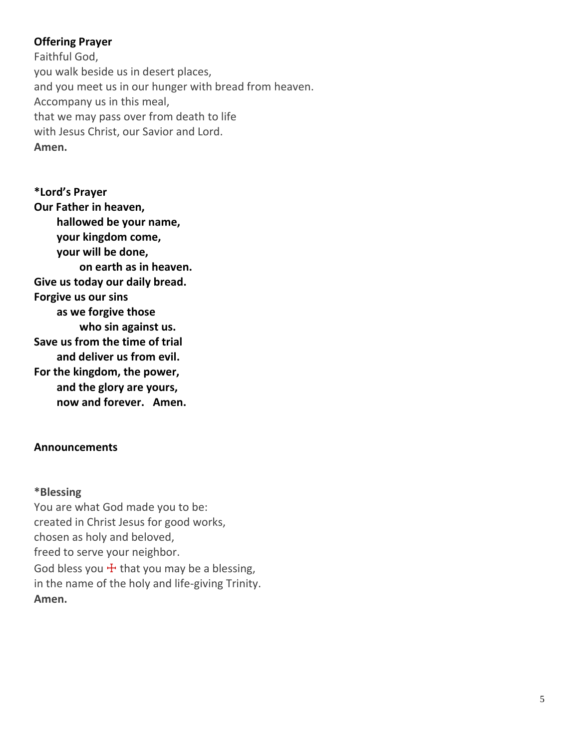**Offering Prayer**

Faithful God,
you walk beside us in desert places,
and you meet us in our hunger with bread from heaven.
Accompany us in this meal,
that we may pass over from death to life
with Jesus Christ, our Savior and Lord.
**Amen.**

**\*Lord's Prayer**

**Our Father in heaven,**
**hallowed be your name,**
**your kingdom come,**
**your will be done,**
**on earth as in heaven.**
**Give us today our daily bread.**
**Forgive us our sins**
**as we forgive those**
**who sin against us.**
**Save us from the time of trial**
**and deliver us from evil.**
**For the kingdom, the power,**
**and the glory are yours,**
**now and forever. Amen.**

**Announcements**

**\*Blessing**

You are what God made you to be:
created in Christ Jesus for good works,
chosen as holy and beloved,
freed to serve your neighbor.
God bless you ☩ that you may be a blessing,
in the name of the holy and life-giving Trinity.
**Amen.**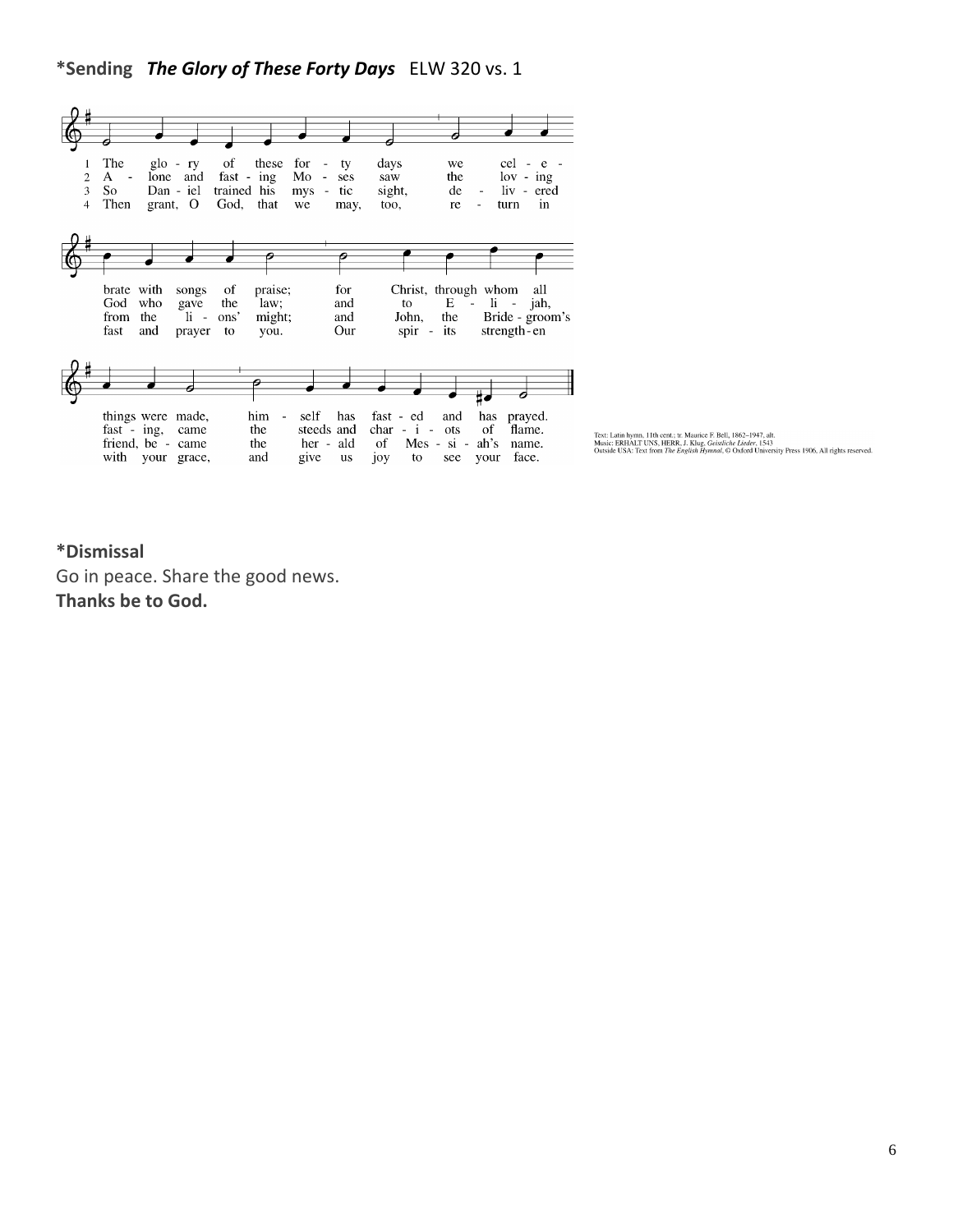**\*Sending** ***The Glory of These Forty Days*** ELW 320 vs. 1

1 The glo - ry of these for - ty days we cel - e - brate with songs of praise; for Christ, through whom all things were made, him - self has fast - ed and has prayed.

2 A - lone and fast - ing Mo - ses saw the lov - ing God who gave the law; and to E - li - jah, fast - ing, came the steeds and char - i - ots of flame.

3 So Dan - iel trained his mys - tic sight, de - liv - ered from the li - ons' might; and John, the Bride - groom's friend, be - came the her - ald of Mes - si - ah's name.

4 Then grant, O God, that we may, too, re - turn in fast and prayer to you. Our spir - its strength - en with your grace, and give us joy to see your face.

Text: Latin hymn, 11th cent.; tr. Maurice F. Bell, 1862–1947, alt.
Music: ERHALT UNS, HERR, J. Klug, *Geistliche Lieder*, 1543
Outside USA: Text from *The English Hymnal*, © Oxford University Press 1906. All rights reserved.

**\*Dismissal**

Go in peace. Share the good news.

**Thanks be to God.**